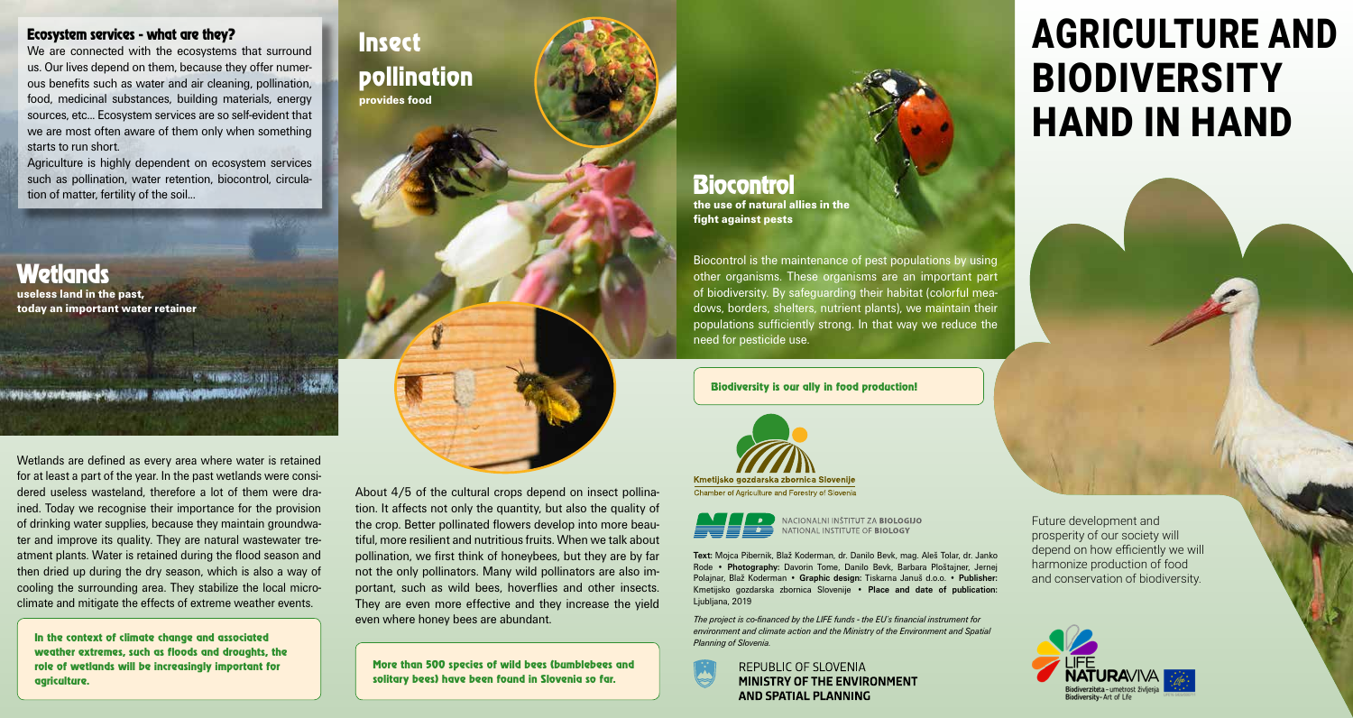# AGRICULTURE AND BIODIVERSITY HAND IN HAND

### Ecosystem services - what are they?

We are connected with the ecosystems that surround us. Our lives depend on them, because they offer numerous benefits such as water and air cleaning, pollination, food, medicinal substances, building materials, energy sources, etc... Ecosystem services are so self-evident that we are most often aware of them only when something starts to run short.

Agriculture is highly dependent on ecosystem services such as pollination, water retention, biocontrol, circulation of matter, fertility of the soil...

## Wetlands

**useless land in the past, today an important water retainer**

Wetlands are defined as every area where water is retained for at least a part of the year. In the past wetlands were considered useless wasteland, therefore a lot of them were drained. Today we recognise their importance for the provision of drinking water supplies, because they maintain groundwater and improve its quality. They are natural wastewater treatment plants. Water is retained during the flood season and then dried up during the dry season, which is also a way of cooling the surrounding area. They stabilize the local microclimate and mitigate the effects of extreme weather events.

**In the context of climate change and associated weather extremes, such as floods and droughts, the role of wetlands will be increasingly important for agriculture.**

## Insect pollination

**provides food**

About 4/5 of the cultural crops depend on insect pollination. It affects not only the quantity, but also the quality of the crop. Better pollinated flowers develop into more beautiful, more resilient and nutritious fruits. When we talk about pollination, we first think of honeybees, but they are by far not the only pollinators. Many wild pollinators are also important, such as wild bees, hoverflies and other insects. They are even more effective and they increase the yield even where honey bees are abundant.

**More than 500 species of wild bees (bumblebees and solitary bees) have been found in Slovenia so far.**

## Biocontrol

**the use of natural allies in the fight against pests**

Biocontrol is the maintenance of pest populations by using other organisms. These organisms are an important part of biodiversity. By safeguarding their habitat (colorful meadows, borders, shelters, nutrient plants), we maintain their populations sufficiently strong. In that way we reduce the need for pesticide use.

**Biodiversity is our ally in food production!**

Kmetijsko gozdarska zbornica Slovenije
Chamber of Agriculture and Forestry of Slovenia

NACIONALNI INŠTITUT ZA BIOLOGIJO
NATIONAL INSTITUTE OF BIOLOGY

**Text:** Mojca Pibernik, Blaž Koderman, dr. Danilo Bevk, mag. Aleš Tolar, dr. Janko Rode • **Photography:** Davorin Tome, Danilo Bevk, Barbara Ploštajner, Jernej Polajnar, Blaž Koderman • **Graphic design:** Tiskarna Januš d.o.o. • **Publisher:** Kmetijsko gozdarska zbornica Slovenije • **Place and date of publication:** Ljubljana, 2019

*The project is co-financed by the LIFE funds - the EU's financial instrument for environment and climate action and the Ministry of the Environment and Spatial Planning of Slovenia.*

REPUBLIC OF SLOVENIA
**MINISTRY OF THE ENVIRONMENT AND SPATIAL PLANNING**

Future development and prosperity of our society will depend on how efficiently we will harmonize production of food and conservation of biodiversity.

LIFE NATURAVIVA
Biodiverziteta - umetnost življenja
Biodiversity - Art of Life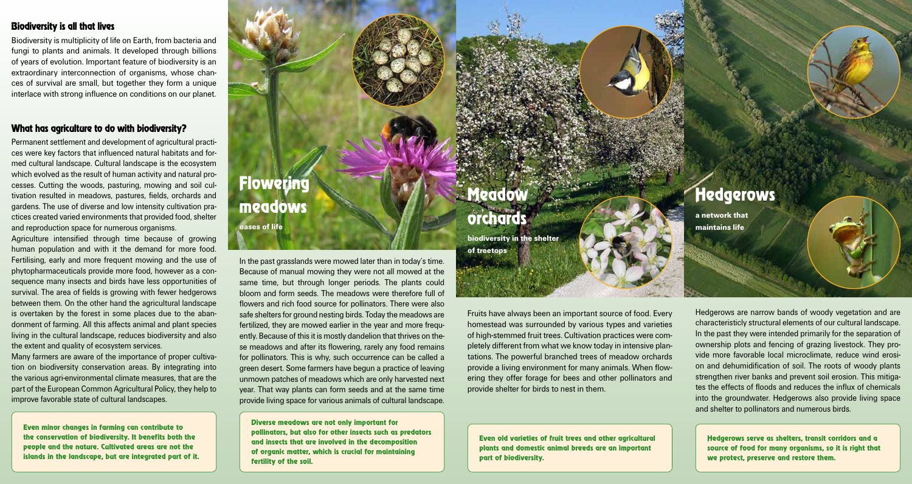## Biodiversity is all that lives

Biodiversity is multiplicity of life on Earth, from bacteria and fungi to plants and animals. It developed through billions of years of evolution. Important feature of biodiversity is an extraordinary interconnection of organisms, whose chances of survival are small, but together they form a unique interlace with strong influence on conditions on our planet.

## What has agriculture to do with biodiversity?

Permanent settlement and development of agricultural practices were key factors that influenced natural habitats and formed cultural landscape. Cultural landscape is the ecosystem which evolved as the result of human activity and natural processes. Cutting the woods, pasturing, mowing and soil cultivation resulted in meadows, pastures, fields, orchards and gardens. The use of diverse and low intensity cultivation practices created varied environments that provided food, shelter and reproduction space for numerous organisms.

Agriculture intensified through time because of growing human population and with it the demand for more food. Fertilising, early and more frequent mowing and the use of phytopharmaceuticals provide more food, however as a consequence many insects and birds have less opportunities of survival. The area of fields is growing with fewer hedgerows between them. On the other hand the agricultural landscape is overtaken by the forest in some places due to the abandonment of farming. All this affects animal and plant species living in the cultural landscape, reduces biodiversity and also the extent and quality of ecosystem services.

Many farmers are aware of the importance of proper cultivation on biodiversity conservation areas. By integrating into the various agri-environmental climate measures, that are the part of the European Common Agricultural Policy, they help to improve favorable state of cultural landscapes.

**Even minor changes in farming can contribute to the conservation of biodiversity. It benefits both the people and the nature. Cultivated areas are not the islands in the landscape, but are integrated part of it.**

## Flowering meadows

**oases of life**

In the past grasslands were mowed later than in today's time. Because of manual mowing they were not all mowed at the same time, but through longer periods. The plants could bloom and form seeds. The meadows were therefore full of flowers and rich food source for pollinators. There were also safe shelters for ground nesting birds. Today the meadows are fertilized, they are mowed earlier in the year and more frequently. Because of this it is mostly dandelion that thrives on these meadows and after its flowering, rarely any food remains for pollinators. This is why, such occurrence can be called a green desert. Some farmers have begun a practice of leaving unmown patches of meadows which are only harvested next year. That way plants can form seeds and at the same time provide living space for various animals of cultural landscape.

**Diverse meadows are not only important for pollinators, but also for other insects such as predators and insects that are involved in the decomposition of organic matter, which is crucial for maintaining fertility of the soil.**

## Meadow orchards

**biodiversity in the shelter of treetops**

Fruits have always been an important source of food. Every homestead was surrounded by various types and varieties of high-stemmed fruit trees. Cultivation practices were completely different from what we know today in intensive plantations. The powerful branched trees of meadow orchards provide a living environment for many animals. When flowering they offer forage for bees and other pollinators and provide shelter for birds to nest in them.

**Even old varieties of fruit trees and other agricultural plants and domestic animal breeds are an important part of biodiversity.**

## Hedgerows

**a network that maintains life**

Hedgerows are narrow bands of woody vegetation and are characteristicly structural elements of our cultural landscape. In the past they were intended primarily for the separation of ownership plots and fencing of grazing livestock. They provide more favorable local microclimate, reduce wind erosion and dehumidification of soil. The roots of woody plants strengthen river banks and prevent soil erosion. This mitigates the effects of floods and reduces the influx of chemicals into the groundwater. Hedgerows also provide living space and shelter to pollinators and numerous birds.

**Hedgerows serve as shelters, transit corridors and a source of food for many organisms, so it is right that we protect, preserve and restore them.**